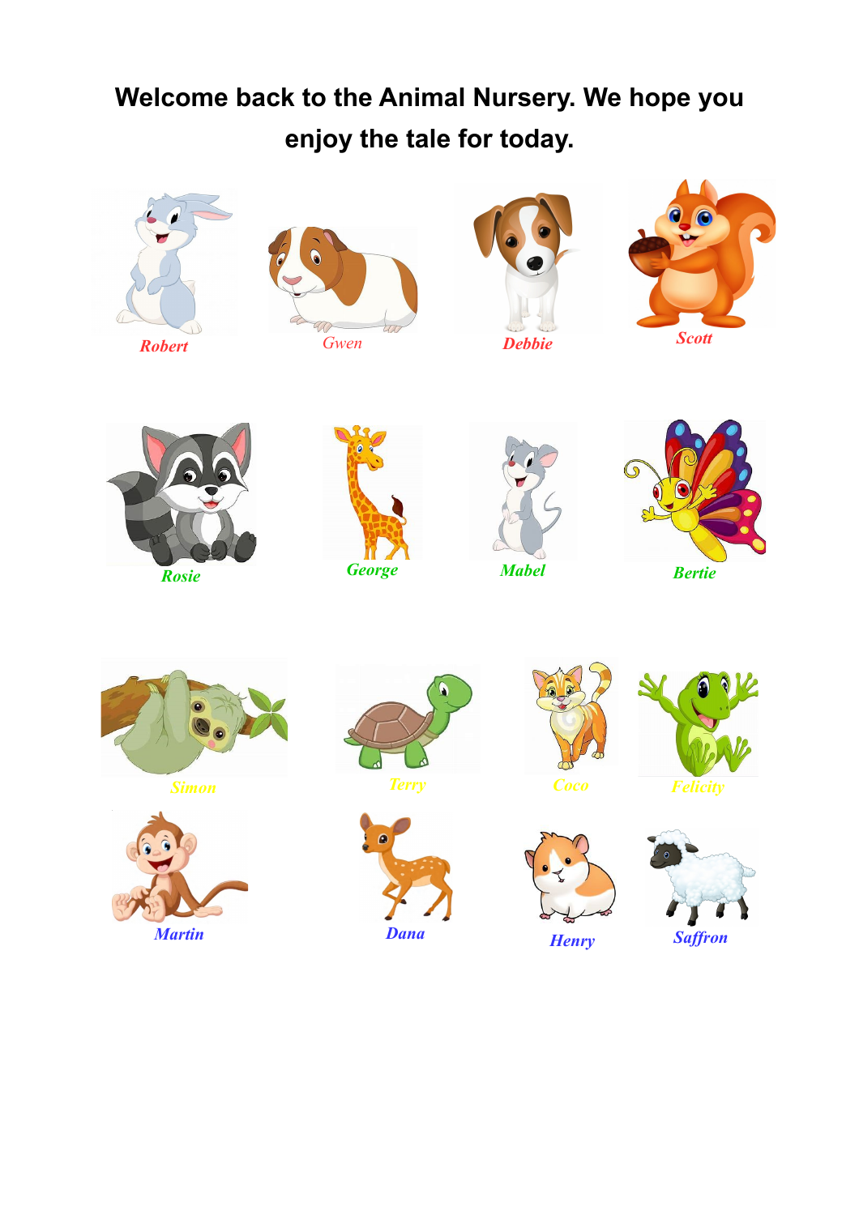**Welcome back to the Animal Nursery. We hope you enjoy the tale for today.**

*Robert* *Gwen* *Debbie* *Scott*

*Rosie* *George* *Mabel* *Bertie*

*Simon* *Terry* *Coco* *Felicity*

*Martin* *Dana* *Henry* *Saffron*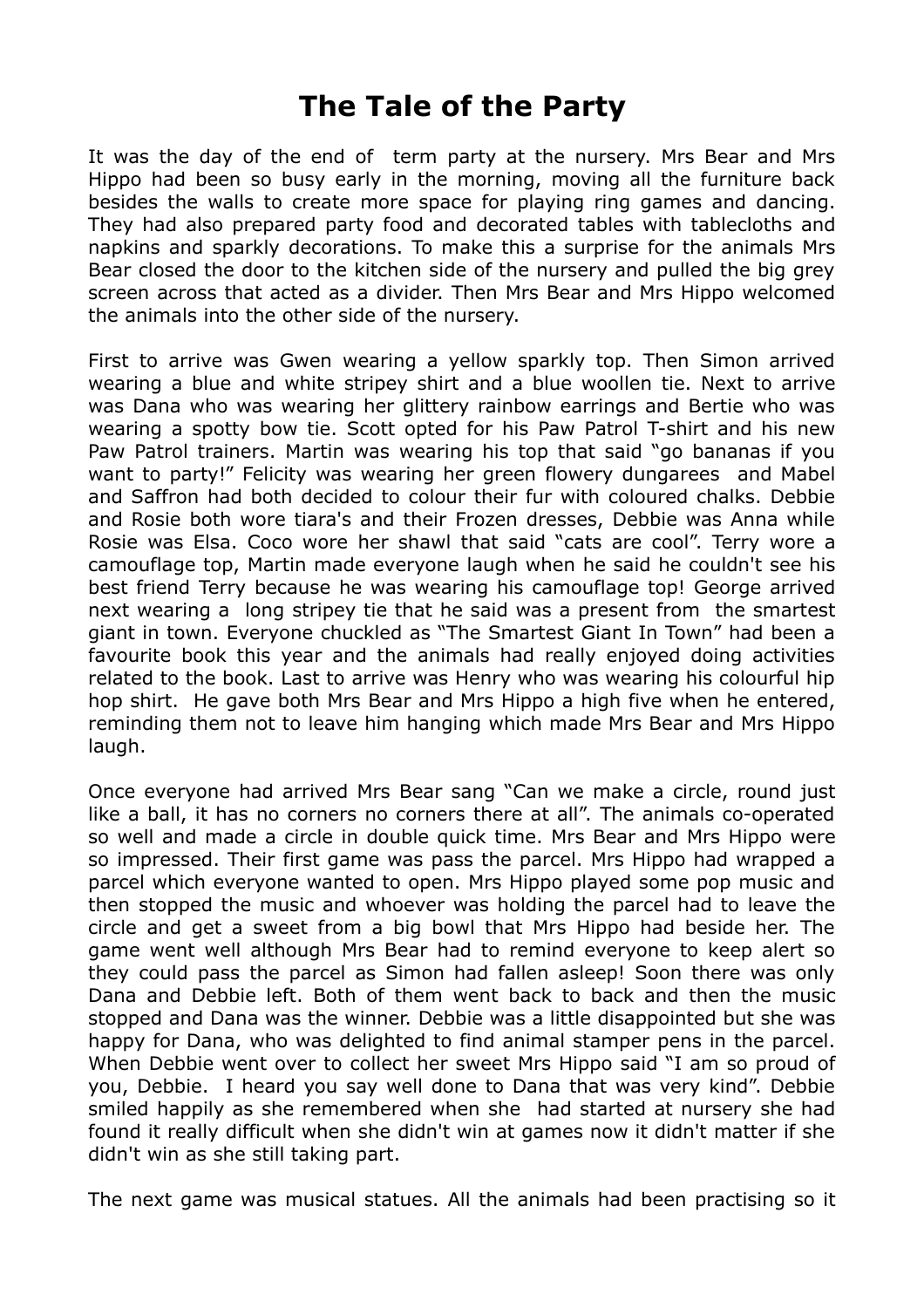# The Tale of the Party

It was the day of the end of term party at the nursery. Mrs Bear and Mrs Hippo had been so busy early in the morning, moving all the furniture back besides the walls to create more space for playing ring games and dancing. They had also prepared party food and decorated tables with tablecloths and napkins and sparkly decorations. To make this a surprise for the animals Mrs Bear closed the door to the kitchen side of the nursery and pulled the big grey screen across that acted as a divider. Then Mrs Bear and Mrs Hippo welcomed the animals into the other side of the nursery.

First to arrive was Gwen wearing a yellow sparkly top. Then Simon arrived wearing a blue and white stripey shirt and a blue woollen tie. Next to arrive was Dana who was wearing her glittery rainbow earrings and Bertie who was wearing a spotty bow tie. Scott opted for his Paw Patrol T-shirt and his new Paw Patrol trainers. Martin was wearing his top that said "go bananas if you want to party!" Felicity was wearing her green flowery dungarees and Mabel and Saffron had both decided to colour their fur with coloured chalks. Debbie and Rosie both wore tiara's and their Frozen dresses, Debbie was Anna while Rosie was Elsa. Coco wore her shawl that said "cats are cool". Terry wore a camouflage top, Martin made everyone laugh when he said he couldn't see his best friend Terry because he was wearing his camouflage top! George arrived next wearing a long stripey tie that he said was a present from the smartest giant in town. Everyone chuckled as "The Smartest Giant In Town" had been a favourite book this year and the animals had really enjoyed doing activities related to the book. Last to arrive was Henry who was wearing his colourful hip hop shirt. He gave both Mrs Bear and Mrs Hippo a high five when he entered, reminding them not to leave him hanging which made Mrs Bear and Mrs Hippo laugh.

Once everyone had arrived Mrs Bear sang "Can we make a circle, round just like a ball, it has no corners no corners there at all". The animals co-operated so well and made a circle in double quick time. Mrs Bear and Mrs Hippo were so impressed. Their first game was pass the parcel. Mrs Hippo had wrapped a parcel which everyone wanted to open. Mrs Hippo played some pop music and then stopped the music and whoever was holding the parcel had to leave the circle and get a sweet from a big bowl that Mrs Hippo had beside her. The game went well although Mrs Bear had to remind everyone to keep alert so they could pass the parcel as Simon had fallen asleep! Soon there was only Dana and Debbie left. Both of them went back to back and then the music stopped and Dana was the winner. Debbie was a little disappointed but she was happy for Dana, who was delighted to find animal stamper pens in the parcel. When Debbie went over to collect her sweet Mrs Hippo said "I am so proud of you, Debbie. I heard you say well done to Dana that was very kind". Debbie smiled happily as she remembered when she had started at nursery she had found it really difficult when she didn't win at games now it didn't matter if she didn't win as she still taking part.

The next game was musical statues. All the animals had been practising so it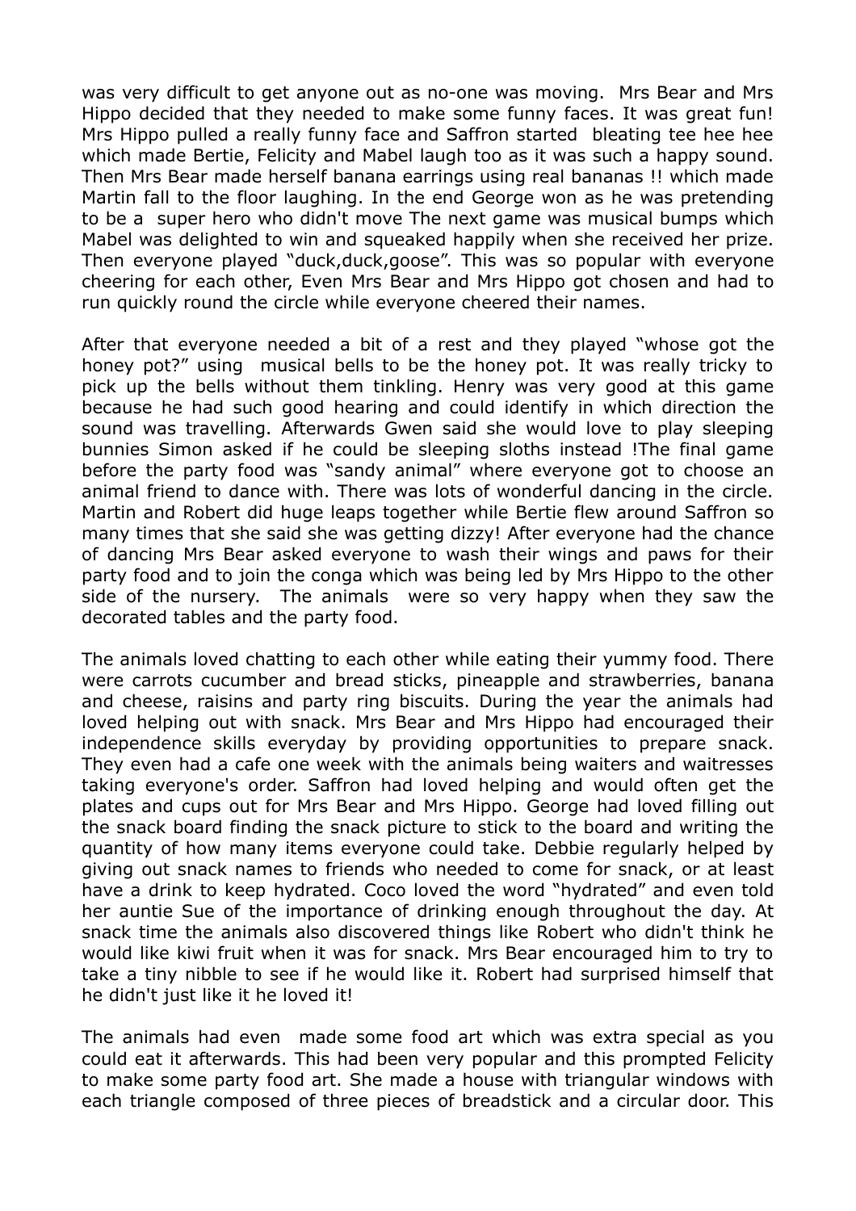was very difficult to get anyone out as no-one was moving.  Mrs Bear and Mrs Hippo decided that they needed to make some funny faces. It was great fun! Mrs Hippo pulled a really funny face and Saffron started  bleating tee hee hee which made Bertie, Felicity and Mabel laugh too as it was such a happy sound. Then Mrs Bear made herself banana earrings using real bananas !! which made Martin fall to the floor laughing. In the end George won as he was pretending to be a  super hero who didn't move The next game was musical bumps which Mabel was delighted to win and squeaked happily when she received her prize. Then everyone played "duck,duck,goose". This was so popular with everyone cheering for each other, Even Mrs Bear and Mrs Hippo got chosen and had to run quickly round the circle while everyone cheered their names.

After that everyone needed a bit of a rest and they played "whose got the honey pot?" using  musical bells to be the honey pot. It was really tricky to pick up the bells without them tinkling. Henry was very good at this game because he had such good hearing and could identify in which direction the sound was travelling. Afterwards Gwen said she would love to play sleeping bunnies Simon asked if he could be sleeping sloths instead !The final game before the party food was "sandy animal" where everyone got to choose an animal friend to dance with. There was lots of wonderful dancing in the circle. Martin and Robert did huge leaps together while Bertie flew around Saffron so many times that she said she was getting dizzy! After everyone had the chance of dancing Mrs Bear asked everyone to wash their wings and paws for their party food and to join the conga which was being led by Mrs Hippo to the other side of the nursery.  The animals  were so very happy when they saw the decorated tables and the party food.

The animals loved chatting to each other while eating their yummy food. There were carrots cucumber and bread sticks, pineapple and strawberries, banana and cheese, raisins and party ring biscuits. During the year the animals had loved helping out with snack. Mrs Bear and Mrs Hippo had encouraged their independence skills everyday by providing opportunities to prepare snack. They even had a cafe one week with the animals being waiters and waitresses taking everyone's order. Saffron had loved helping and would often get the plates and cups out for Mrs Bear and Mrs Hippo. George had loved filling out the snack board finding the snack picture to stick to the board and writing the quantity of how many items everyone could take. Debbie regularly helped by giving out snack names to friends who needed to come for snack, or at least have a drink to keep hydrated. Coco loved the word "hydrated" and even told her auntie Sue of the importance of drinking enough throughout the day. At snack time the animals also discovered things like Robert who didn't think he would like kiwi fruit when it was for snack. Mrs Bear encouraged him to try to take a tiny nibble to see if he would like it. Robert had surprised himself that he didn't just like it he loved it!

The animals had even  made some food art which was extra special as you could eat it afterwards. This had been very popular and this prompted Felicity to make some party food art. She made a house with triangular windows with each triangle composed of three pieces of breadstick and a circular door. This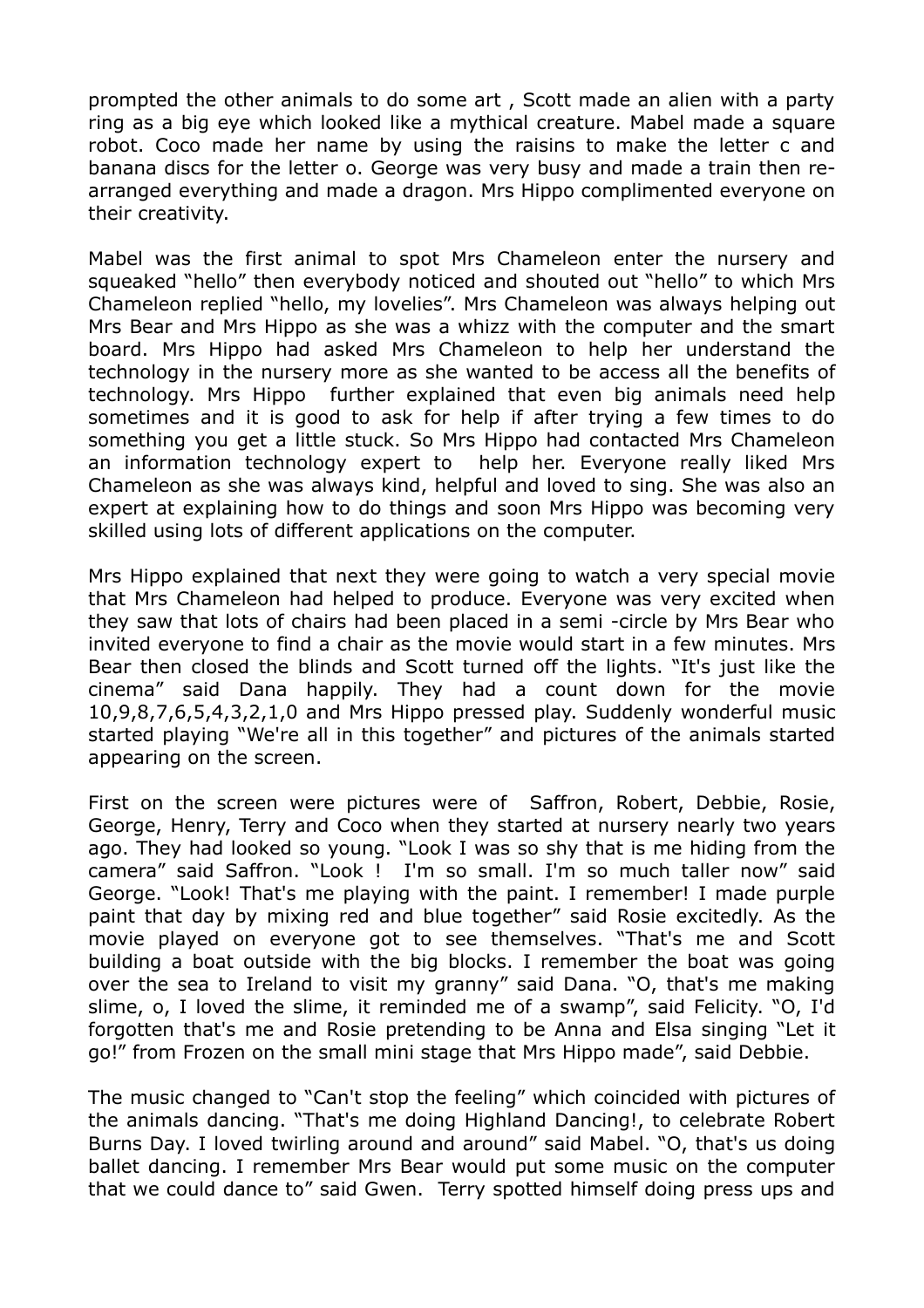prompted the other animals to do some art , Scott made an alien with a party ring as a big eye which looked like a mythical creature. Mabel made a square robot. Coco made her name by using the raisins to make the letter c and banana discs for the letter o. George was very busy and made a train then re-arranged everything and made a dragon. Mrs Hippo complimented everyone on their creativity.

Mabel was the first animal to spot Mrs Chameleon enter the nursery and squeaked "hello" then everybody noticed and shouted out "hello" to which Mrs Chameleon replied "hello, my lovelies". Mrs Chameleon was always helping out Mrs Bear and Mrs Hippo as she was a whizz with the computer and the smart board. Mrs Hippo had asked Mrs Chameleon to help her understand the technology in the nursery more as she wanted to be access all the benefits of technology. Mrs Hippo further explained that even big animals need help sometimes and it is good to ask for help if after trying a few times to do something you get a little stuck. So Mrs Hippo had contacted Mrs Chameleon an information technology expert to help her. Everyone really liked Mrs Chameleon as she was always kind, helpful and loved to sing. She was also an expert at explaining how to do things and soon Mrs Hippo was becoming very skilled using lots of different applications on the computer.

Mrs Hippo explained that next they were going to watch a very special movie that Mrs Chameleon had helped to produce. Everyone was very excited when they saw that lots of chairs had been placed in a semi -circle by Mrs Bear who invited everyone to find a chair as the movie would start in a few minutes. Mrs Bear then closed the blinds and Scott turned off the lights. "It's just like the cinema" said Dana happily. They had a count down for the movie 10,9,8,7,6,5,4,3,2,1,0 and Mrs Hippo pressed play. Suddenly wonderful music started playing "We're all in this together" and pictures of the animals started appearing on the screen.

First on the screen were pictures were of Saffron, Robert, Debbie, Rosie, George, Henry, Terry and Coco when they started at nursery nearly two years ago. They had looked so young. "Look I was so shy that is me hiding from the camera" said Saffron. "Look ! I'm so small. I'm so much taller now" said George. "Look! That's me playing with the paint. I remember! I made purple paint that day by mixing red and blue together" said Rosie excitedly. As the movie played on everyone got to see themselves. "That's me and Scott building a boat outside with the big blocks. I remember the boat was going over the sea to Ireland to visit my granny" said Dana. "O, that's me making slime, o, I loved the slime, it reminded me of a swamp", said Felicity. "O, I'd forgotten that's me and Rosie pretending to be Anna and Elsa singing "Let it go!" from Frozen on the small mini stage that Mrs Hippo made", said Debbie.

The music changed to "Can't stop the feeling" which coincided with pictures of the animals dancing. "That's me doing Highland Dancing!, to celebrate Robert Burns Day. I loved twirling around and around" said Mabel. "O, that's us doing ballet dancing. I remember Mrs Bear would put some music on the computer that we could dance to" said Gwen. Terry spotted himself doing press ups and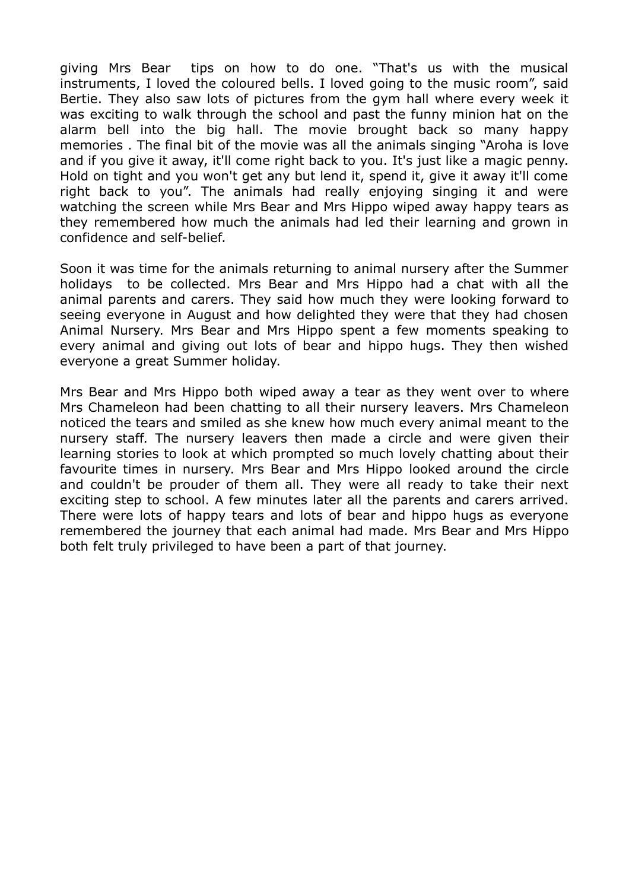giving Mrs Bear tips on how to do one. "That's us with the musical instruments, I loved the coloured bells. I loved going to the music room", said Bertie. They also saw lots of pictures from the gym hall where every week it was exciting to walk through the school and past the funny minion hat on the alarm bell into the big hall. The movie brought back so many happy memories . The final bit of the movie was all the animals singing "Aroha is love and if you give it away, it'll come right back to you. It's just like a magic penny. Hold on tight and you won't get any but lend it, spend it, give it away it'll come right back to you". The animals had really enjoying singing it and were watching the screen while Mrs Bear and Mrs Hippo wiped away happy tears as they remembered how much the animals had led their learning and grown in confidence and self-belief.

Soon it was time for the animals returning to animal nursery after the Summer holidays to be collected. Mrs Bear and Mrs Hippo had a chat with all the animal parents and carers. They said how much they were looking forward to seeing everyone in August and how delighted they were that they had chosen Animal Nursery. Mrs Bear and Mrs Hippo spent a few moments speaking to every animal and giving out lots of bear and hippo hugs. They then wished everyone a great Summer holiday.

Mrs Bear and Mrs Hippo both wiped away a tear as they went over to where Mrs Chameleon had been chatting to all their nursery leavers. Mrs Chameleon noticed the tears and smiled as she knew how much every animal meant to the nursery staff. The nursery leavers then made a circle and were given their learning stories to look at which prompted so much lovely chatting about their favourite times in nursery. Mrs Bear and Mrs Hippo looked around the circle and couldn't be prouder of them all. They were all ready to take their next exciting step to school. A few minutes later all the parents and carers arrived. There were lots of happy tears and lots of bear and hippo hugs as everyone remembered the journey that each animal had made. Mrs Bear and Mrs Hippo both felt truly privileged to have been a part of that journey.